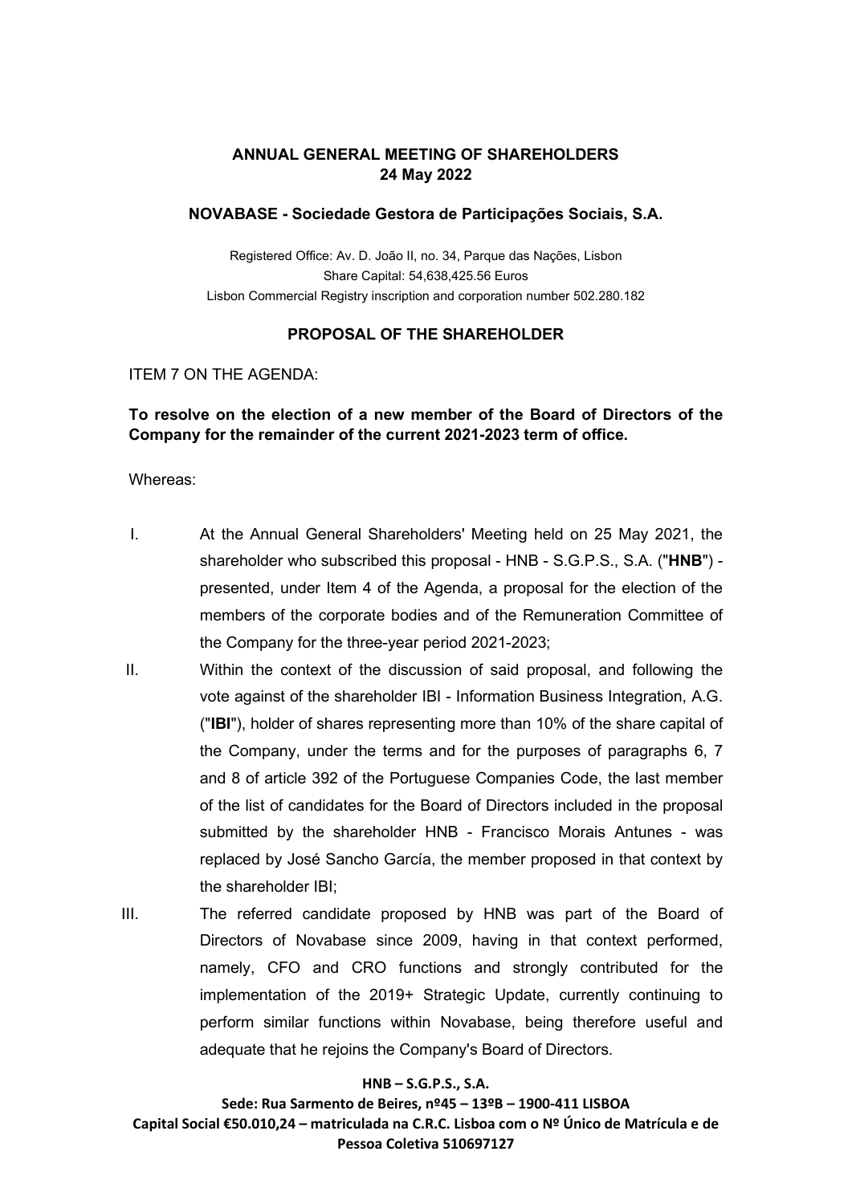**ANNUAL GENERAL MEETING OF SHAREHOLDERS**
**24 May 2022**

**NOVABASE - Sociedade Gestora de Participações Sociais, S.A.**

Registered Office: Av. D. João II, no. 34, Parque das Nações, Lisbon
Share Capital: 54,638,425.56 Euros
Lisbon Commercial Registry inscription and corporation number 502.280.182

**PROPOSAL OF THE SHAREHOLDER**

ITEM 7 ON THE AGENDA:

**To resolve on the election of a new member of the Board of Directors of the Company for the remainder of the current 2021-2023 term of office.**

Whereas:

I. At the Annual General Shareholders' Meeting held on 25 May 2021, the shareholder who subscribed this proposal - HNB - S.G.P.S., S.A. ("**HNB**") - presented, under Item 4 of the Agenda, a proposal for the election of the members of the corporate bodies and of the Remuneration Committee of the Company for the three-year period 2021-2023;

II. Within the context of the discussion of said proposal, and following the vote against of the shareholder IBI - Information Business Integration, A.G. ("**IBI**"), holder of shares representing more than 10% of the share capital of the Company, under the terms and for the purposes of paragraphs 6, 7 and 8 of article 392 of the Portuguese Companies Code, the last member of the list of candidates for the Board of Directors included in the proposal submitted by the shareholder HNB - Francisco Morais Antunes - was replaced by José Sancho García, the member proposed in that context by the shareholder IBI;

III. The referred candidate proposed by HNB was part of the Board of Directors of Novabase since 2009, having in that context performed, namely, CFO and CRO functions and strongly contributed for the implementation of the 2019+ Strategic Update, currently continuing to perform similar functions within Novabase, being therefore useful and adequate that he rejoins the Company's Board of Directors.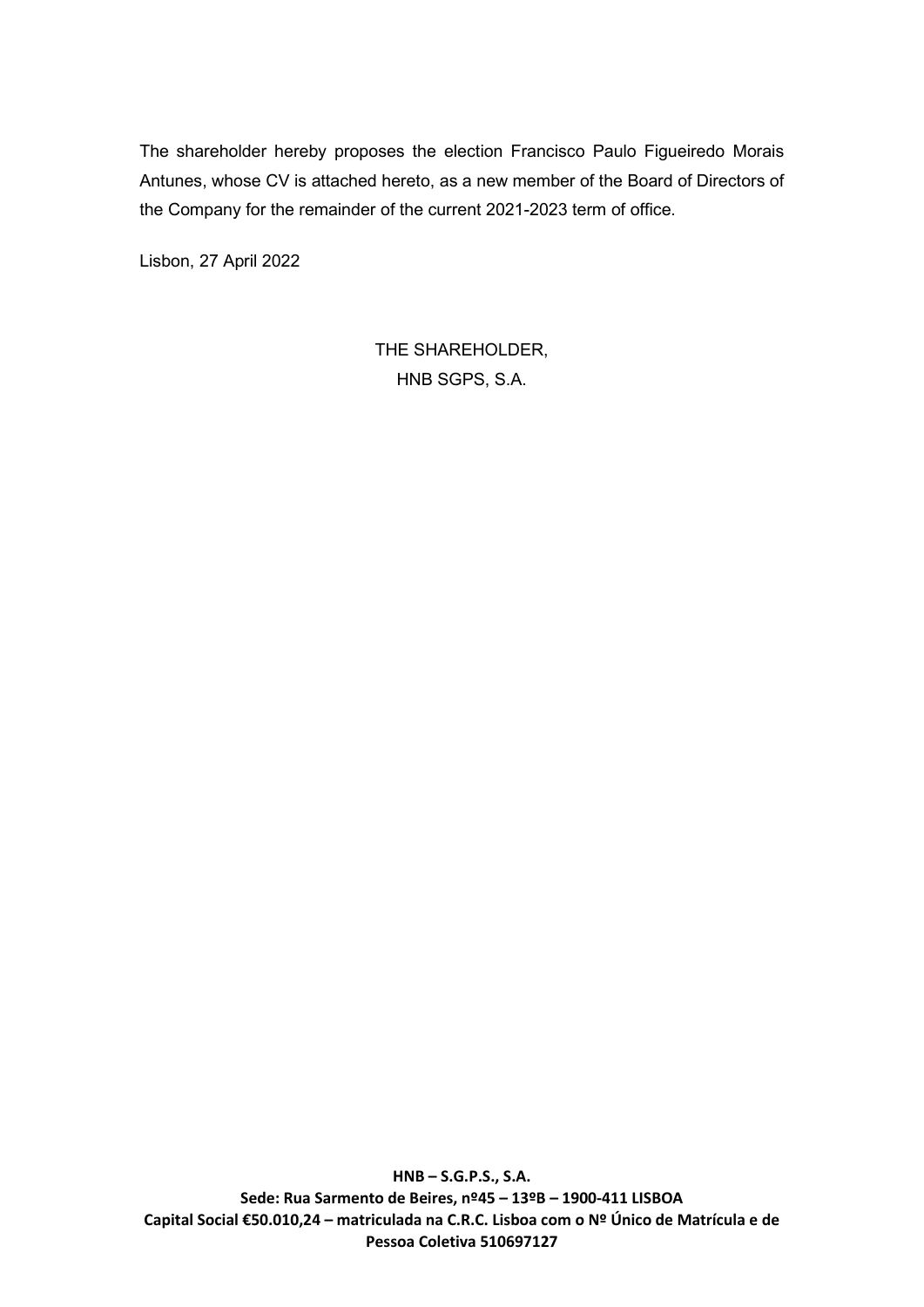The shareholder hereby proposes the election Francisco Paulo Figueiredo Morais Antunes, whose CV is attached hereto, as a new member of the Board of Directors of the Company for the remainder of the current 2021-2023 term of office.

Lisbon, 27 April 2022

THE SHAREHOLDER,
HNB SGPS, S.A.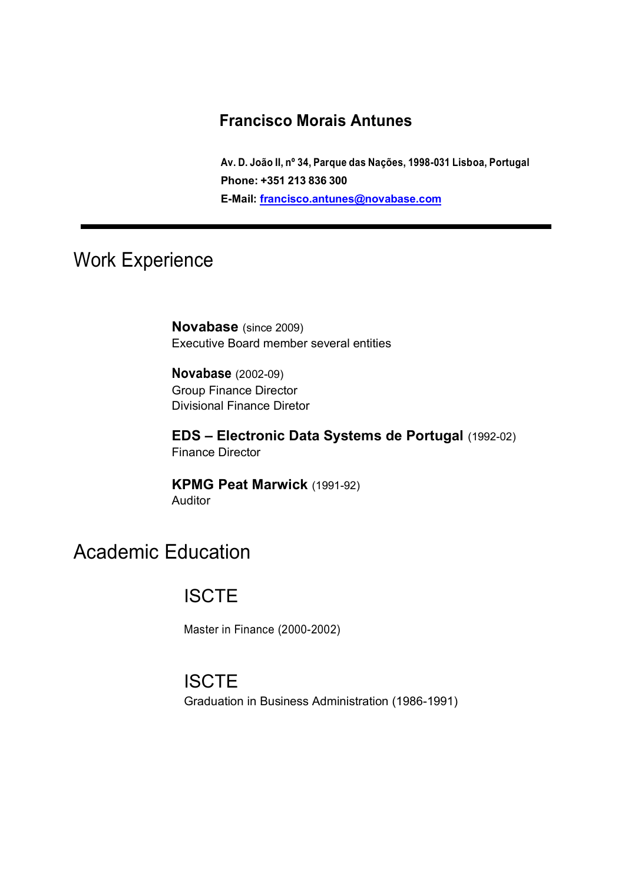# Francisco Morais Antunes

**Av. D. João II, nº 34, Parque das Nações, 1998-031 Lisboa, Portugal**
**Phone: +351 213 836 300**
**E-Mail: francisco.antunes@novabase.com**

---

## Work Experience

**Novabase** (since 2009)
Executive Board member several entities

**Novabase** (2002-09)
Group Finance Director
Divisional Finance Diretor

**EDS – Electronic Data Systems de Portugal** (1992-02)
Finance Director

**KPMG Peat Marwick** (1991-92)
Auditor

## Academic Education

### ISCTE

Master in Finance (2000-2002)

### ISCTE

Graduation in Business Administration (1986-1991)